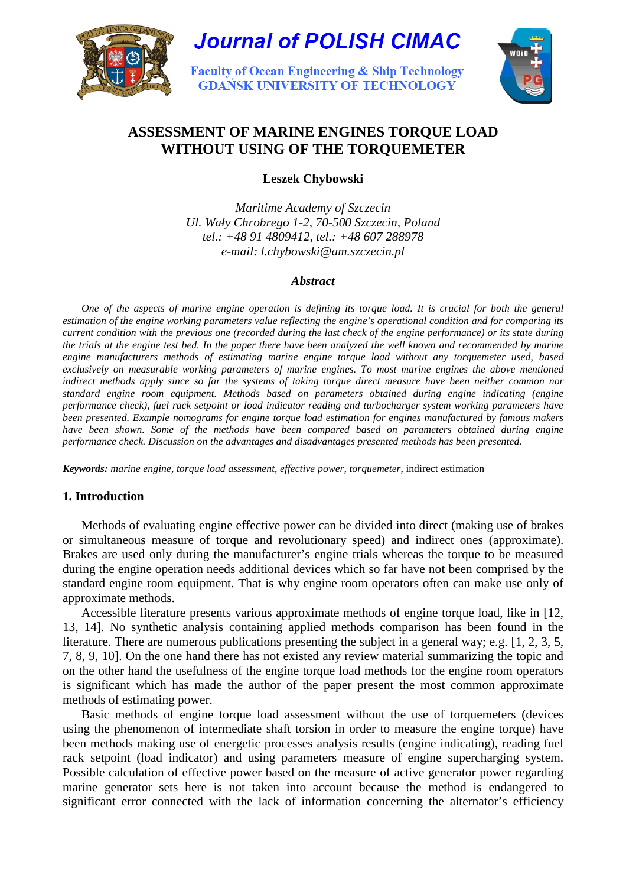Journal of POLISH CIMAC

Faculty of Ocean Engineering & Ship Technology
GDAŃSK UNIVERSITY OF TECHNOLOGY

# ASSESSMENT OF MARINE ENGINES TORQUE LOAD WITHOUT USING OF THE TORQUEMETER

**Leszek Chybowski**

*Maritime Academy of Szczecin*
*Ul. Wały Chrobrego 1-2, 70-500 Szczecin, Poland*
*tel.: +48 91 4809412, tel.: +48 607 288978*
*e-mail: l.chybowski@am.szczecin.pl*

### *Abstract*

*One of the aspects of marine engine operation is defining its torque load. It is crucial for both the general estimation of the engine working parameters value reflecting the engine's operational condition and for comparing its current condition with the previous one (recorded during the last check of the engine performance) or its state during the trials at the engine test bed. In the paper there have been analyzed the well known and recommended by marine engine manufacturers methods of estimating marine engine torque load without any torquemeter used, based exclusively on measurable working parameters of marine engines. To most marine engines the above mentioned indirect methods apply since so far the systems of taking torque direct measure have been neither common nor standard engine room equipment. Methods based on parameters obtained during engine indicating (engine performance check), fuel rack setpoint or load indicator reading and turbocharger system working parameters have been presented. Example nomograms for engine torque load estimation for engines manufactured by famous makers have been shown. Some of the methods have been compared based on parameters obtained during engine performance check. Discussion on the advantages and disadvantages presented methods has been presented.*

***Keywords:*** *marine engine, torque load assessment, effective power, torquemeter,* indirect estimation

## 1. Introduction

Methods of evaluating engine effective power can be divided into direct (making use of brakes or simultaneous measure of torque and revolutionary speed) and indirect ones (approximate). Brakes are used only during the manufacturer's engine trials whereas the torque to be measured during the engine operation needs additional devices which so far have not been comprised by the standard engine room equipment. That is why engine room operators often can make use only of approximate methods.

Accessible literature presents various approximate methods of engine torque load, like in [12, 13, 14]. No synthetic analysis containing applied methods comparison has been found in the literature. There are numerous publications presenting the subject in a general way; e.g. [1, 2, 3, 5, 7, 8, 9, 10]. On the one hand there has not existed any review material summarizing the topic and on the other hand the usefulness of the engine torque load methods for the engine room operators is significant which has made the author of the paper present the most common approximate methods of estimating power.

Basic methods of engine torque load assessment without the use of torquemeters (devices using the phenomenon of intermediate shaft torsion in order to measure the engine torque) have been methods making use of energetic processes analysis results (engine indicating), reading fuel rack setpoint (load indicator) and using parameters measure of engine supercharging system. Possible calculation of effective power based on the measure of active generator power regarding marine generator sets here is not taken into account because the method is endangered to significant error connected with the lack of information concerning the alternator's efficiency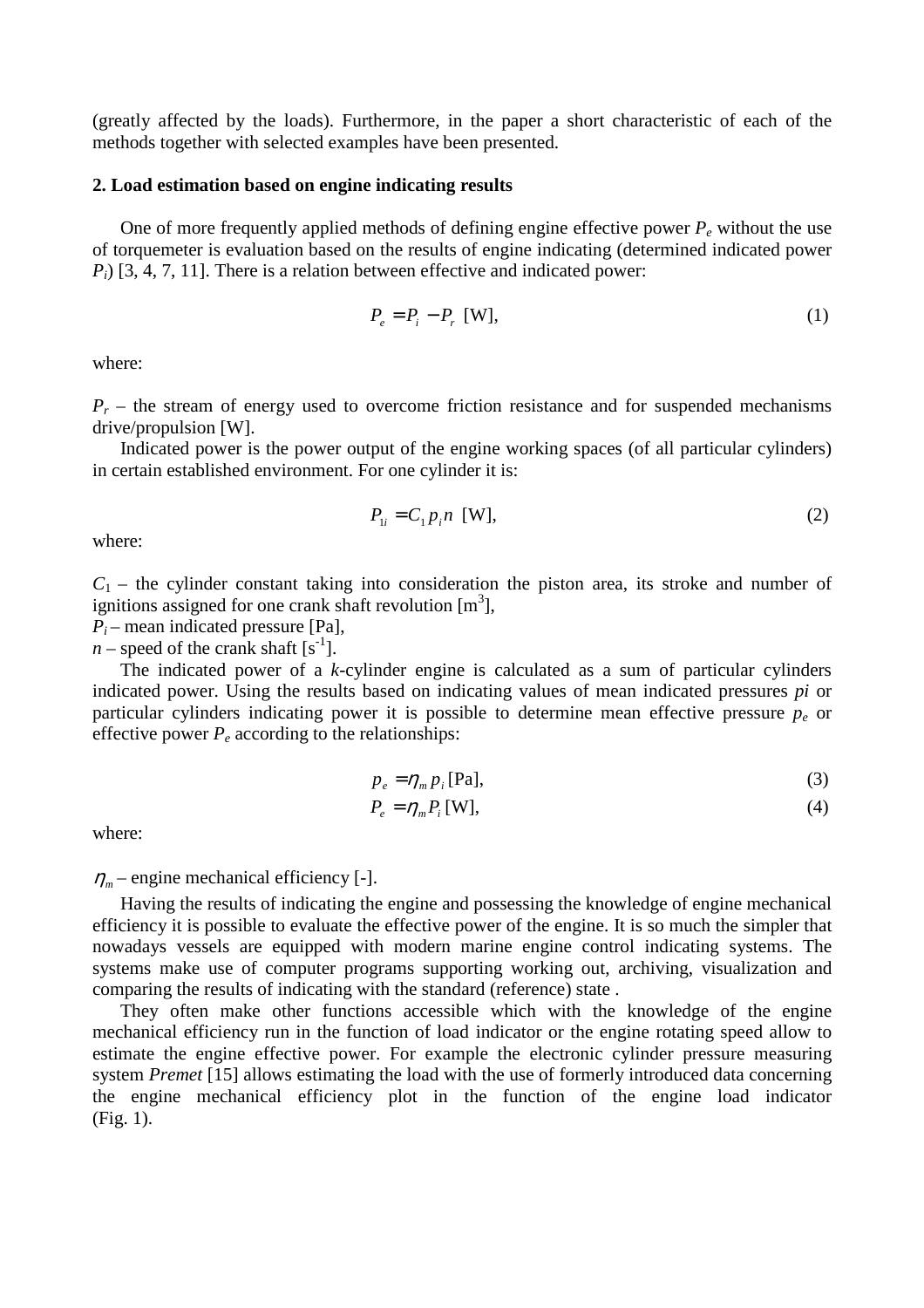(greatly affected by the loads). Furthermore, in the paper a short characteristic of each of the methods together with selected examples have been presented.

## 2. Load estimation based on engine indicating results

One of more frequently applied methods of defining engine effective power $P_e$ without the use of torquemeter is evaluation based on the results of engine indicating (determined indicated power $P_i$) [3, 4, 7, 11]. There is a relation between effective and indicated power:

$$P_e = P_i - P_r \text{ [W]}, \tag{1}$$

where:

$P_r$ – the stream of energy used to overcome friction resistance and for suspended mechanisms drive/propulsion [W].

Indicated power is the power output of the engine working spaces (of all particular cylinders) in certain established environment. For one cylinder it is:

$$P_{1i} = C_1 p_i n \text{ [W]}, \tag{2}$$

where:

$C_1$ – the cylinder constant taking into consideration the piston area, its stroke and number of ignitions assigned for one crank shaft revolution [$m^3$],
$P_i$ – mean indicated pressure [Pa],
$n$ – speed of the crank shaft [$s^{-1}$].

The indicated power of a $k$-cylinder engine is calculated as a sum of particular cylinders indicated power. Using the results based on indicating values of mean indicated pressures $pi$ or particular cylinders indicating power it is possible to determine mean effective pressure $p_e$ or effective power $P_e$ according to the relationships:

$$p_e = \eta_m p_i \text{ [Pa]}, \tag{3}$$

$$P_e = \eta_m P_i \text{ [W]}, \tag{4}$$

where:

$\eta_m$ – engine mechanical efficiency [-].

Having the results of indicating the engine and possessing the knowledge of engine mechanical efficiency it is possible to evaluate the effective power of the engine. It is so much the simpler that nowadays vessels are equipped with modern marine engine control indicating systems. The systems make use of computer programs supporting working out, archiving, visualization and comparing the results of indicating with the standard (reference) state .

They often make other functions accessible which with the knowledge of the engine mechanical efficiency run in the function of load indicator or the engine rotating speed allow to estimate the engine effective power. For example the electronic cylinder pressure measuring system *Premet* [15] allows estimating the load with the use of formerly introduced data concerning the engine mechanical efficiency plot in the function of the engine load indicator (Fig. 1).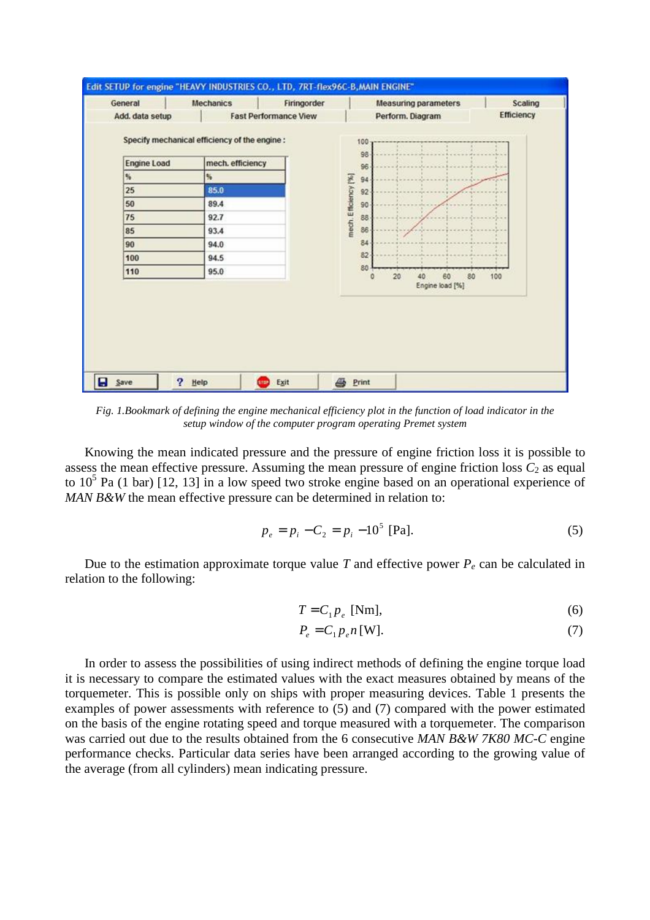*Fig. 1.Bookmark of defining the engine mechanical efficiency plot in the function of load indicator in the setup window of the computer program operating Premet system*

Knowing the mean indicated pressure and the pressure of engine friction loss it is possible to assess the mean effective pressure. Assuming the mean pressure of engine friction loss $C_2$ as equal to $10^5$ Pa (1 bar) [12, 13] in a low speed two stroke engine based on an operational experience of *MAN B&W* the mean effective pressure can be determined in relation to:

$$p_e = p_i - C_2 = p_i - 10^5 \text{ [Pa]}. \tag{5}$$

Due to the estimation approximate torque value $T$ and effective power $P_e$ can be calculated in relation to the following:

$$T = C_1 p_e \text{ [Nm]}, \tag{6}$$

$$P_e = C_1 p_e n \text{ [W]}. \tag{7}$$

In order to assess the possibilities of using indirect methods of defining the engine torque load it is necessary to compare the estimated values with the exact measures obtained by means of the torquemeter. This is possible only on ships with proper measuring devices. Table 1 presents the examples of power assessments with reference to (5) and (7) compared with the power estimated on the basis of the engine rotating speed and torque measured with a torquemeter. The comparison was carried out due to the results obtained from the 6 consecutive *MAN B&W 7K80 MC-C* engine performance checks. Particular data series have been arranged according to the growing value of the average (from all cylinders) mean indicating pressure.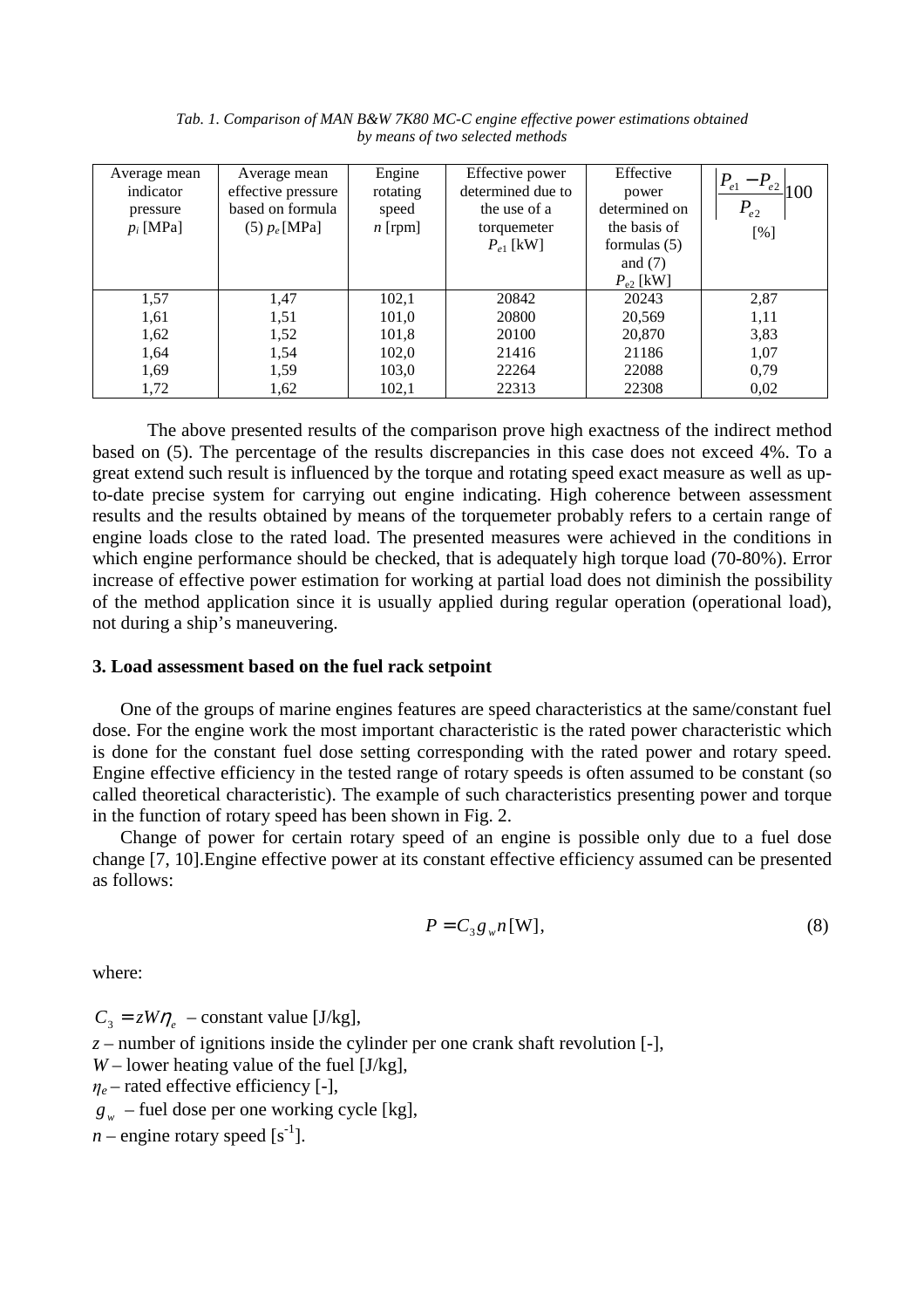*Tab. 1. Comparison of MAN B&W 7K80 MC-C engine effective power estimations obtained by means of two selected methods*

| Average mean indicator pressure $p_i$ [MPa] | Average mean effective pressure based on formula (5) $p_e$ [MPa] | Engine rotating speed $n$ [rpm] | Effective power determined due to the use of a torquemeter $P_{e1}$ [kW] | Effective power determined on the basis of formulas (5) and (7) $P_{e2}$ [kW] | $\left\lvert\frac{P_{e1}-P_{e2}}{P_{e2}}\right\rvert 100$ [%] |
|---|---|---|---|---|---|
| 1,57 | 1,47 | 102,1 | 20842 | 20243 | 2,87 |
| 1,61 | 1,51 | 101,0 | 20800 | 20,569 | 1,11 |
| 1,62 | 1,52 | 101,8 | 20100 | 20,870 | 3,83 |
| 1,64 | 1,54 | 102,0 | 21416 | 21186 | 1,07 |
| 1,69 | 1,59 | 103,0 | 22264 | 22088 | 0,79 |
| 1,72 | 1,62 | 102,1 | 22313 | 22308 | 0,02 |

The above presented results of the comparison prove high exactness of the indirect method based on (5). The percentage of the results discrepancies in this case does not exceed 4%. To a great extend such result is influenced by the torque and rotating speed exact measure as well as up-to-date precise system for carrying out engine indicating. High coherence between assessment results and the results obtained by means of the torquemeter probably refers to a certain range of engine loads close to the rated load. The presented measures were achieved in the conditions in which engine performance should be checked, that is adequately high torque load (70-80%). Error increase of effective power estimation for working at partial load does not diminish the possibility of the method application since it is usually applied during regular operation (operational load), not during a ship's maneuvering.

### 3. Load assessment based on the fuel rack setpoint

One of the groups of marine engines features are speed characteristics at the same/constant fuel dose. For the engine work the most important characteristic is the rated power characteristic which is done for the constant fuel dose setting corresponding with the rated power and rotary speed. Engine effective efficiency in the tested range of rotary speeds is often assumed to be constant (so called theoretical characteristic). The example of such characteristics presenting power and torque in the function of rotary speed has been shown in Fig. 2.

Change of power for certain rotary speed of an engine is possible only due to a fuel dose change [7, 10].Engine effective power at its constant effective efficiency assumed can be presented as follows:

$$P = C_3 g_w n \,[\mathrm{W}], \tag{8}$$

where:

$C_3 = zW\eta_e$ – constant value [J/kg],

$z$ – number of ignitions inside the cylinder per one crank shaft revolution [-],

$W$ – lower heating value of the fuel [J/kg],

$\eta_e$ – rated effective efficiency [-],

$g_w$ – fuel dose per one working cycle [kg],

$n$ – engine rotary speed [$s^{-1}$].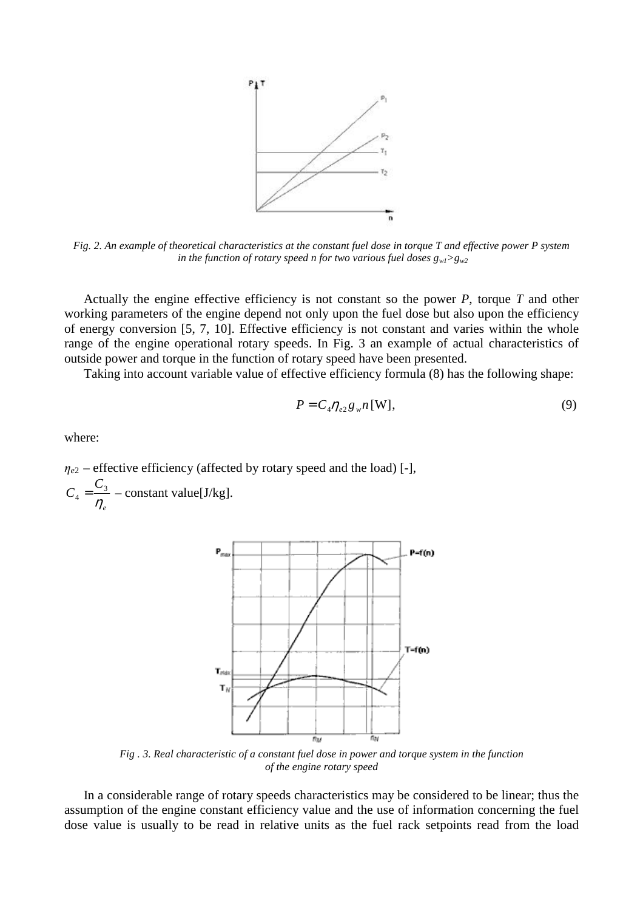*Fig. 2. An example of theoretical characteristics at the constant fuel dose in torque T and effective power P system in the function of rotary speed n for two various fuel doses $g_{w1}>g_{w2}$*

Actually the engine effective efficiency is not constant so the power *P*, torque *T* and other working parameters of the engine depend not only upon the fuel dose but also upon the efficiency of energy conversion [5, 7, 10]. Effective efficiency is not constant and varies within the whole range of the engine operational rotary speeds. In Fig. 3 an example of actual characteristics of outside power and torque in the function of rotary speed have been presented.

Taking into account variable value of effective efficiency formula (8) has the following shape:

$$P = C_4 \eta_{e2} g_w n \,[\mathrm{W}], \tag{9}$$

where:

$\eta_{e2}$ – effective efficiency (affected by rotary speed and the load) [-],

$C_4 = \dfrac{C_3}{\eta_e}$ – constant value[J/kg].

*Fig . 3. Real characteristic of a constant fuel dose in power and torque system in the function of the engine rotary speed*

In a considerable range of rotary speeds characteristics may be considered to be linear; thus the assumption of the engine constant efficiency value and the use of information concerning the fuel dose value is usually to be read in relative units as the fuel rack setpoints read from the load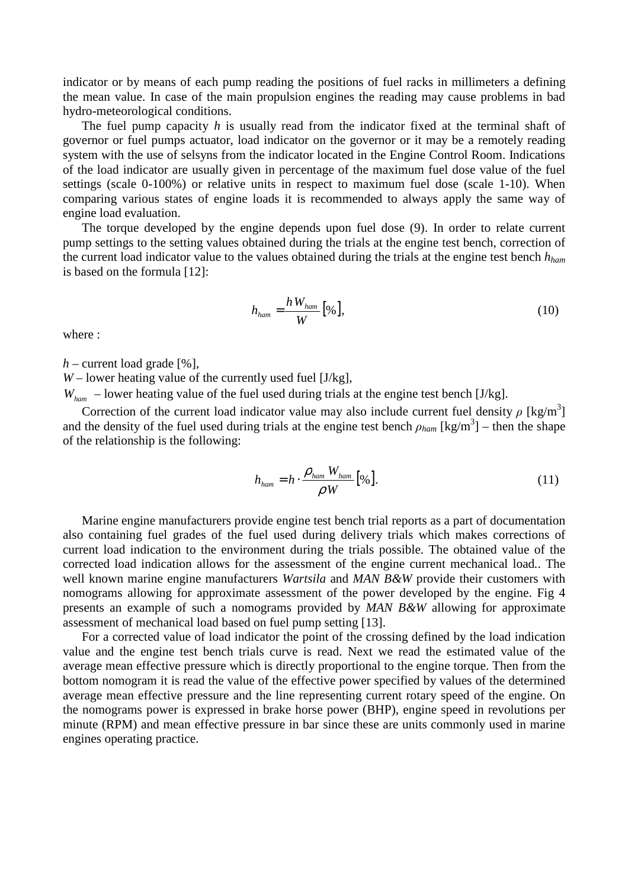indicator or by means of each pump reading the positions of fuel racks in millimeters a defining the mean value. In case of the main propulsion engines the reading may cause problems in bad hydro-meteorological conditions.

The fuel pump capacity $h$ is usually read from the indicator fixed at the terminal shaft of governor or fuel pumps actuator, load indicator on the governor or it may be a remotely reading system with the use of selsyns from the indicator located in the Engine Control Room. Indications of the load indicator are usually given in percentage of the maximum fuel dose value of the fuel settings (scale 0-100%) or relative units in respect to maximum fuel dose (scale 1-10). When comparing various states of engine loads it is recommended to always apply the same way of engine load evaluation.

The torque developed by the engine depends upon fuel dose (9). In order to relate current pump settings to the setting values obtained during the trials at the engine test bench, correction of the current load indicator value to the values obtained during the trials at the engine test bench $h_{ham}$ is based on the formula [12]:

$$h_{ham} = \frac{h W_{ham}}{W} [\%], \tag{10}$$

where :

$h$ – current load grade [%],
$W$ – lower heating value of the currently used fuel [J/kg],
$W_{ham}$ – lower heating value of the fuel used during trials at the engine test bench [J/kg].

Correction of the current load indicator value may also include current fuel density $\rho$ [kg/m$^3$] and the density of the fuel used during trials at the engine test bench $\rho_{ham}$ [kg/m$^3$] – then the shape of the relationship is the following:

$$h_{ham} = h \cdot \frac{\rho_{ham} W_{ham}}{\rho W} [\%]. \tag{11}$$

Marine engine manufacturers provide engine test bench trial reports as a part of documentation also containing fuel grades of the fuel used during delivery trials which makes corrections of current load indication to the environment during the trials possible. The obtained value of the corrected load indication allows for the assessment of the engine current mechanical load.. The well known marine engine manufacturers *Wartsila* and *MAN B&W* provide their customers with nomograms allowing for approximate assessment of the power developed by the engine. Fig 4 presents an example of such a nomograms provided by *MAN B&W* allowing for approximate assessment of mechanical load based on fuel pump setting [13].

For a corrected value of load indicator the point of the crossing defined by the load indication value and the engine test bench trials curve is read. Next we read the estimated value of the average mean effective pressure which is directly proportional to the engine torque. Then from the bottom nomogram it is read the value of the effective power specified by values of the determined average mean effective pressure and the line representing current rotary speed of the engine. On the nomograms power is expressed in brake horse power (BHP), engine speed in revolutions per minute (RPM) and mean effective pressure in bar since these are units commonly used in marine engines operating practice.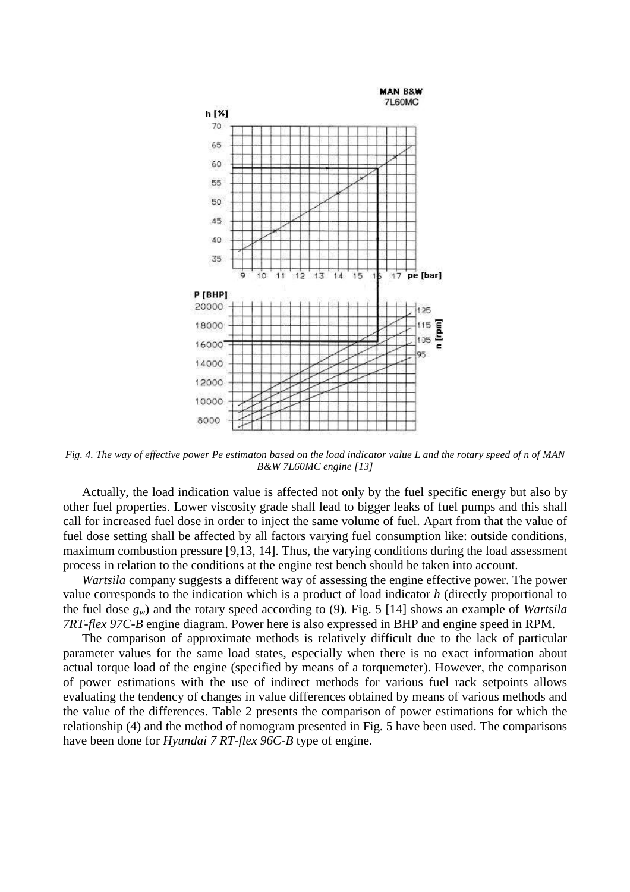*Fig. 4. The way of effective power Pe estimaton based on the load indicator value L and the rotary speed of n of MAN B&W 7L60MC engine [13]*

Actually, the load indication value is affected not only by the fuel specific energy but also by other fuel properties. Lower viscosity grade shall lead to bigger leaks of fuel pumps and this shall call for increased fuel dose in order to inject the same volume of fuel. Apart from that the value of fuel dose setting shall be affected by all factors varying fuel consumption like: outside conditions, maximum combustion pressure [9,13, 14]. Thus, the varying conditions during the load assessment process in relation to the conditions at the engine test bench should be taken into account.

*Wartsila* company suggests a different way of assessing the engine effective power. The power value corresponds to the indication which is a product of load indicator $h$ (directly proportional to the fuel dose $g_w$) and the rotary speed according to (9). Fig. 5 [14] shows an example of *Wartsila 7RT-flex 97C-B* engine diagram. Power here is also expressed in BHP and engine speed in RPM.

The comparison of approximate methods is relatively difficult due to the lack of particular parameter values for the same load states, especially when there is no exact information about actual torque load of the engine (specified by means of a torquemeter). However, the comparison of power estimations with the use of indirect methods for various fuel rack setpoints allows evaluating the tendency of changes in value differences obtained by means of various methods and the value of the differences. Table 2 presents the comparison of power estimations for which the relationship (4) and the method of nomogram presented in Fig. 5 have been used. The comparisons have been done for *Hyundai 7 RT-flex 96C-B* type of engine.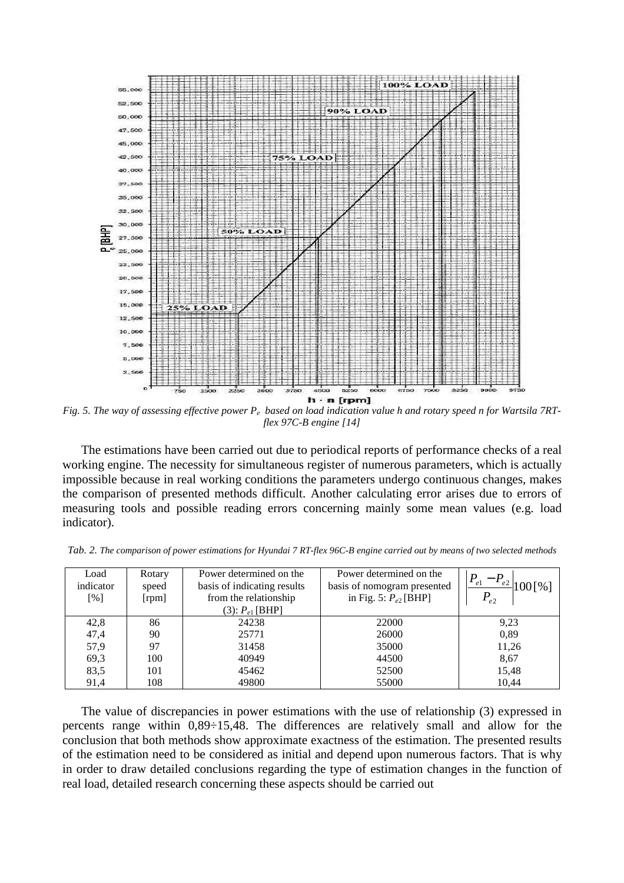*Fig. 5. The way of assessing effective power $P_e$ based on load indication value h and rotary speed n for Wartsila 7RT-flex 97C-B engine [14]*

The estimations have been carried out due to periodical reports of performance checks of a real working engine. The necessity for simultaneous register of numerous parameters, which is actually impossible because in real working conditions the parameters undergo continuous changes, makes the comparison of presented methods difficult. Another calculating error arises due to errors of measuring tools and possible reading errors concerning mainly some mean values (e.g. load indicator).

*Tab. 2. The comparison of power estimations for Hyundai 7 RT-flex 96C-B engine carried out by means of two selected methods*

| Load indicator [%] | Rotary speed [rpm] | Power determined on the basis of indicating results from the relationship (3): $P_{e1}$ [BHP] | Power determined on the basis of nomogram presented in Fig. 5: $P_{e2}$ [BHP] | $\left\lvert \frac{P_{e1} - P_{e2}}{P_{e2}} \right\rvert 100\,[\%]$ |
|---|---|---|---|---|
| 42,8 | 86 | 24238 | 22000 | 9,23 |
| 47,4 | 90 | 25771 | 26000 | 0,89 |
| 57,9 | 97 | 31458 | 35000 | 11,26 |
| 69,3 | 100 | 40949 | 44500 | 8,67 |
| 83,5 | 101 | 45462 | 52500 | 15,48 |
| 91,4 | 108 | 49800 | 55000 | 10,44 |

The value of discrepancies in power estimations with the use of relationship (3) expressed in percents range within 0,89÷15,48. The differences are relatively small and allow for the conclusion that both methods show approximate exactness of the estimation. The presented results of the estimation need to be considered as initial and depend upon numerous factors. That is why in order to draw detailed conclusions regarding the type of estimation changes in the function of real load, detailed research concerning these aspects should be carried out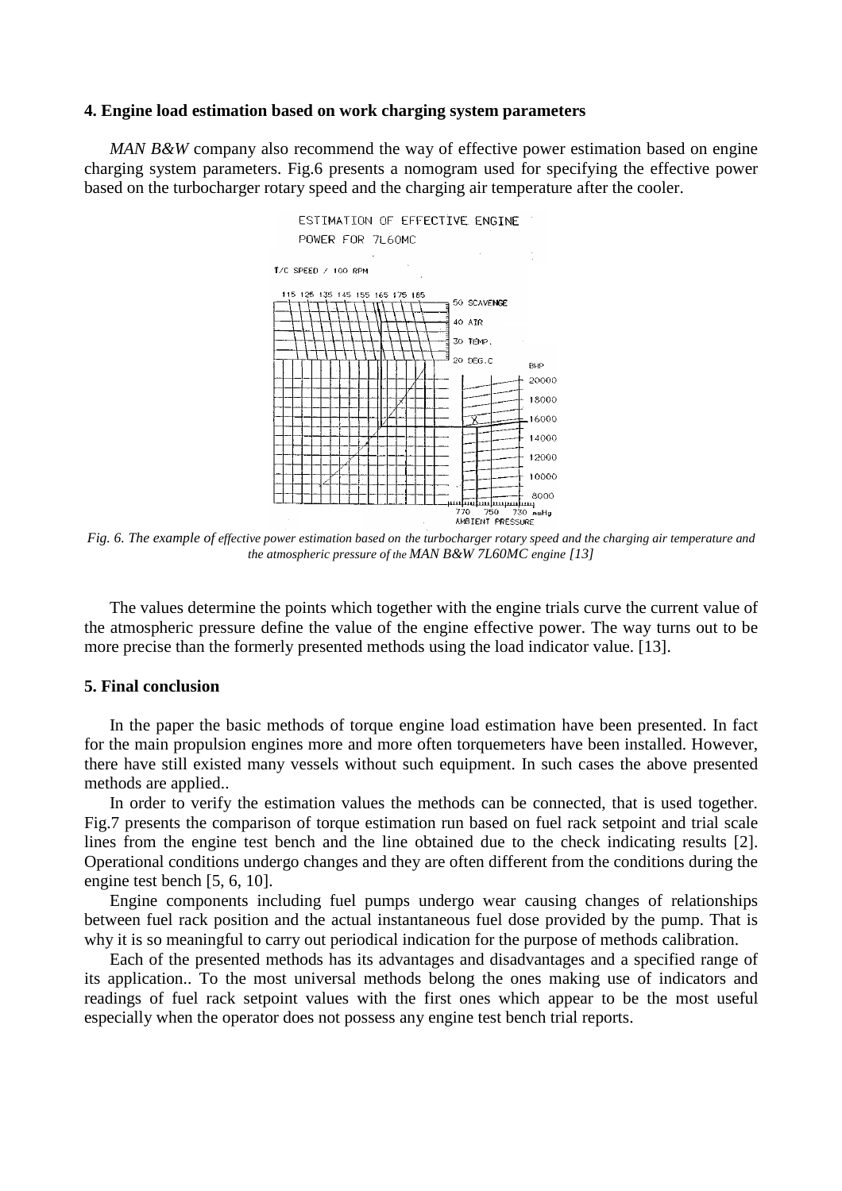## 4. Engine load estimation based on work charging system parameters

*MAN B&W* company also recommend the way of effective power estimation based on engine charging system parameters. Fig.6 presents a nomogram used for specifying the effective power based on the turbocharger rotary speed and the charging air temperature after the cooler.

*Fig. 6. The example of effective power estimation based on the turbocharger rotary speed and the charging air temperature and the atmospheric pressure of the MAN B&W 7L60MC engine [13]*

The values determine the points which together with the engine trials curve the current value of the atmospheric pressure define the value of the engine effective power. The way turns out to be more precise than the formerly presented methods using the load indicator value. [13].

## 5. Final conclusion

In the paper the basic methods of torque engine load estimation have been presented. In fact for the main propulsion engines more and more often torquemeters have been installed. However, there have still existed many vessels without such equipment. In such cases the above presented methods are applied..

In order to verify the estimation values the methods can be connected, that is used together. Fig.7 presents the comparison of torque estimation run based on fuel rack setpoint and trial scale lines from the engine test bench and the line obtained due to the check indicating results [2]. Operational conditions undergo changes and they are often different from the conditions during the engine test bench [5, 6, 10].

Engine components including fuel pumps undergo wear causing changes of relationships between fuel rack position and the actual instantaneous fuel dose provided by the pump. That is why it is so meaningful to carry out periodical indication for the purpose of methods calibration.

Each of the presented methods has its advantages and disadvantages and a specified range of its application.. To the most universal methods belong the ones making use of indicators and readings of fuel rack setpoint values with the first ones which appear to be the most useful especially when the operator does not possess any engine test bench trial reports.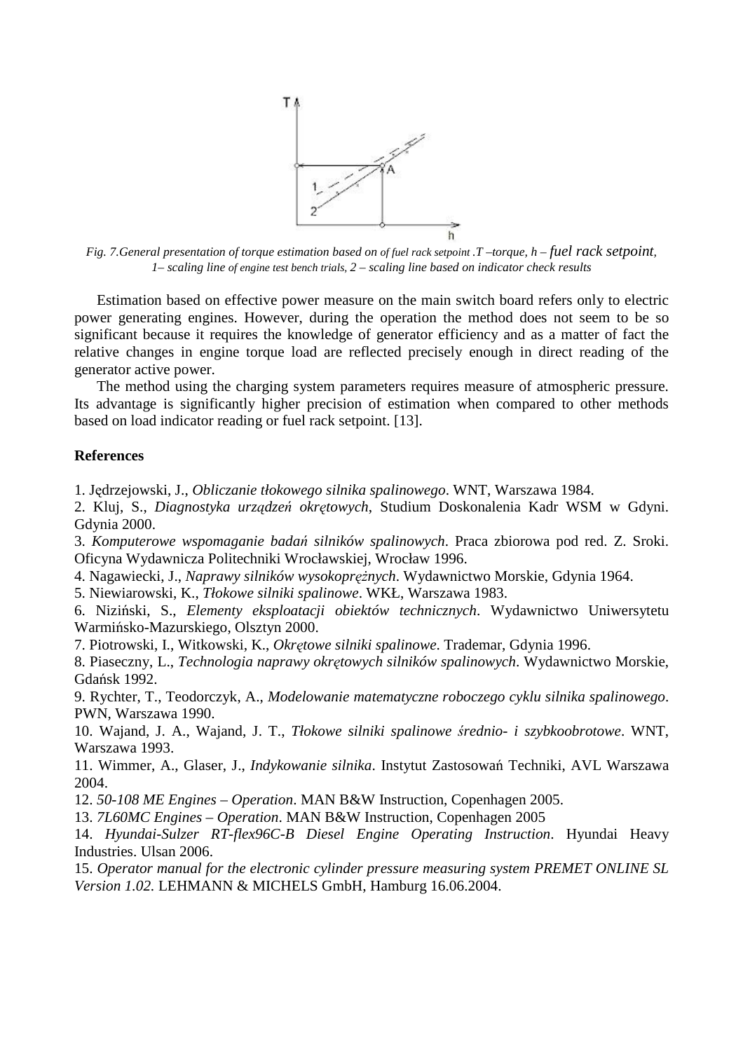T

A

1

2

h

*Fig. 7.General presentation of torque estimation based on of fuel rack setpoint .T –torque, h – fuel rack setpoint, 1– scaling line of engine test bench trials, 2 – scaling line based on indicator check results*

Estimation based on effective power measure on the main switch board refers only to electric power generating engines. However, during the operation the method does not seem to be so significant because it requires the knowledge of generator efficiency and as a matter of fact the relative changes in engine torque load are reflected precisely enough in direct reading of the generator active power.

The method using the charging system parameters requires measure of atmospheric pressure. Its advantage is significantly higher precision of estimation when compared to other methods based on load indicator reading or fuel rack setpoint. [13].

**References**

1. Jędrzejowski, J., *Obliczanie tłokowego silnika spalinowego*. WNT, Warszawa 1984.
2. Kluj, S., *Diagnostyka urządzeń okrętowych*, Studium Doskonalenia Kadr WSM w Gdyni. Gdynia 2000.
3. *Komputerowe wspomaganie badań silników spalinowych*. Praca zbiorowa pod red. Z. Sroki. Oficyna Wydawnicza Politechniki Wrocławskiej, Wrocław 1996.
4. Nagawiecki, J., *Naprawy silników wysokoprężnych*. Wydawnictwo Morskie, Gdynia 1964.
5. Niewiarowski, K., *Tłokowe silniki spalinowe*. WKŁ, Warszawa 1983.
6. Niziński, S., *Elementy eksploatacji obiektów technicznych*. Wydawnictwo Uniwersytetu Warmińsko-Mazurskiego, Olsztyn 2000.
7. Piotrowski, I., Witkowski, K., *Okrętowe silniki spalinowe*. Trademar, Gdynia 1996.
8. Piaseczny, L., *Technologia naprawy okrętowych silników spalinowych*. Wydawnictwo Morskie, Gdańsk 1992.
9. Rychter, T., Teodorczyk, A., *Modelowanie matematyczne roboczego cyklu silnika spalinowego*. PWN, Warszawa 1990.
10. Wajand, J. A., Wajand, J. T., *Tłokowe silniki spalinowe średnio- i szybkoobrotowe*. WNT, Warszawa 1993.
11. Wimmer, A., Glaser, J., *Indykowanie silnika*. Instytut Zastosowań Techniki, AVL Warszawa 2004.
12. *50-108 ME Engines – Operation*. MAN B&W Instruction, Copenhagen 2005.
13. *7L60MC Engines – Operation*. MAN B&W Instruction, Copenhagen 2005
14. *Hyundai-Sulzer RT-flex96C-B Diesel Engine Operating Instruction*. Hyundai Heavy Industries. Ulsan 2006.
15. *Operator manual for the electronic cylinder pressure measuring system PREMET ONLINE SL Version 1.02.* LEHMANN & MICHELS GmbH, Hamburg 16.06.2004.